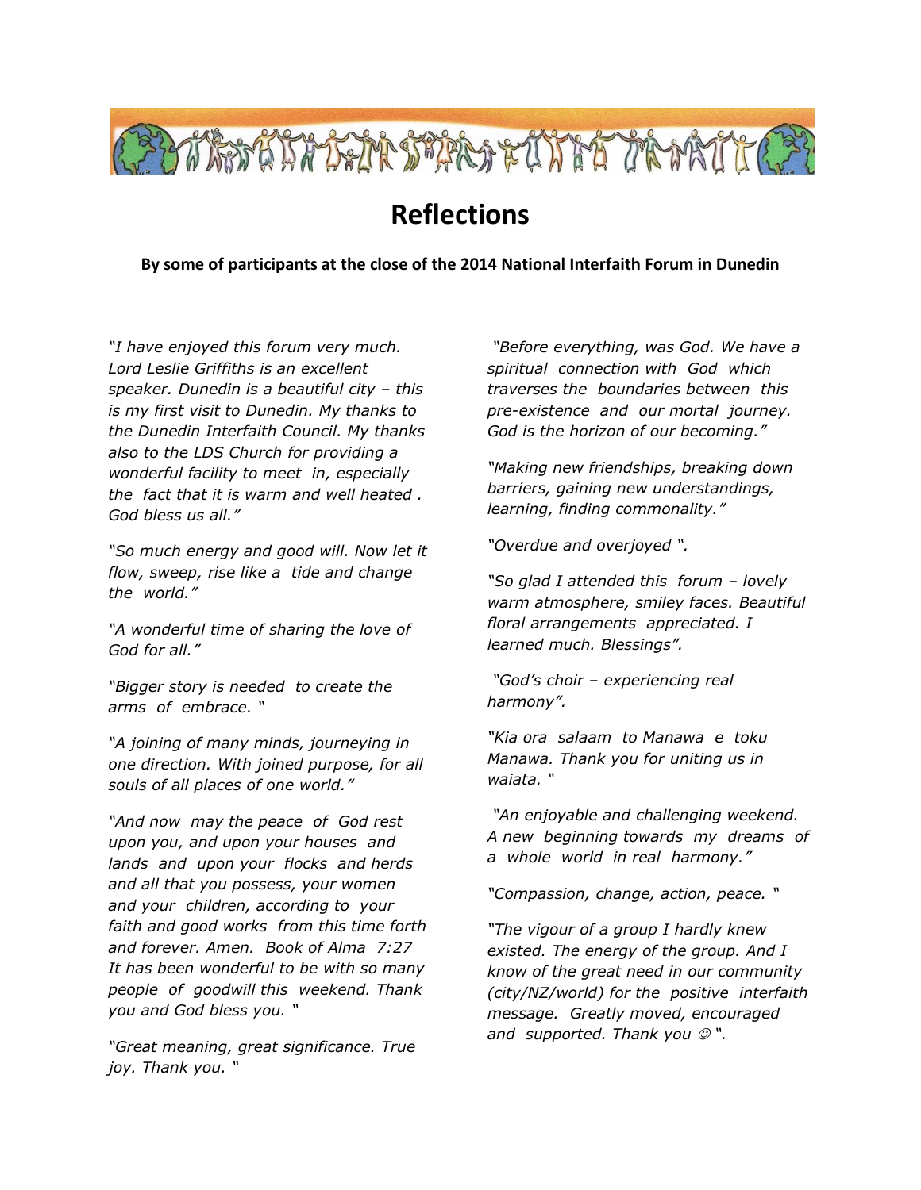# Reflections

**By some of participants at the close of the 2014 National Interfaith Forum in Dunedin**

*"I have enjoyed this forum very much. Lord Leslie Griffiths is an excellent speaker. Dunedin is a beautiful city – this is my first visit to Dunedin. My thanks to the Dunedin Interfaith Council. My thanks also to the LDS Church for providing a wonderful facility to meet in, especially the fact that it is warm and well heated . God bless us all."*

*"So much energy and good will. Now let it flow, sweep, rise like a tide and change the world."*

*"A wonderful time of sharing the love of God for all."*

*"Bigger story is needed to create the arms of embrace. "*

*"A joining of many minds, journeying in one direction. With joined purpose, for all souls of all places of one world."*

*"And now may the peace of God rest upon you, and upon your houses and lands and upon your flocks and herds and all that you possess, your women and your children, according to your faith and good works from this time forth and forever. Amen. Book of Alma 7:27 It has been wonderful to be with so many people of goodwill this weekend. Thank you and God bless you. "*

*"Great meaning, great significance. True joy. Thank you. "*

*"Before everything, was God. We have a spiritual connection with God which traverses the boundaries between this pre-existence and our mortal journey. God is the horizon of our becoming."*

*"Making new friendships, breaking down barriers, gaining new understandings, learning, finding commonality."*

*"Overdue and overjoyed ".*

*"So glad I attended this forum – lovely warm atmosphere, smiley faces. Beautiful floral arrangements appreciated. I learned much. Blessings".*

*"God's choir – experiencing real harmony".*

*"Kia ora salaam to Manawa e toku Manawa. Thank you for uniting us in waiata. "*

*"An enjoyable and challenging weekend. A new beginning towards my dreams of a whole world in real harmony."*

*"Compassion, change, action, peace. "*

*"The vigour of a group I hardly knew existed. The energy of the group. And I know of the great need in our community (city/NZ/world) for the positive interfaith message. Greatly moved, encouraged and supported. Thank you ☺ ".*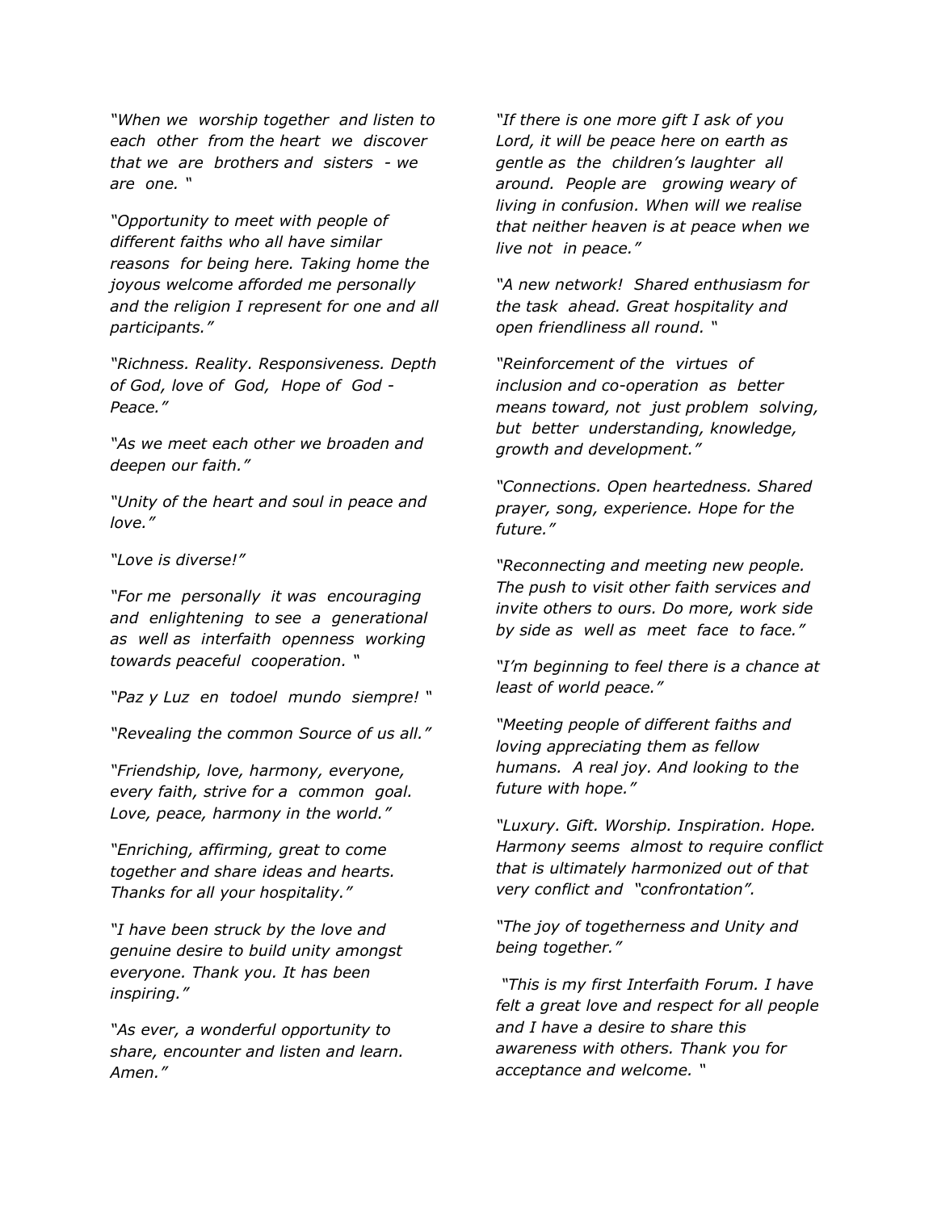*"When we worship together and listen to each other from the heart we discover that we are brothers and sisters - we are one. "*

*"Opportunity to meet with people of different faiths who all have similar reasons for being here. Taking home the joyous welcome afforded me personally and the religion I represent for one and all participants."*

*"Richness. Reality. Responsiveness. Depth of God, love of God, Hope of God - Peace."*

*"As we meet each other we broaden and deepen our faith."*

*"Unity of the heart and soul in peace and love."*

*"Love is diverse!"*

*"For me personally it was encouraging and enlightening to see a generational as well as interfaith openness working towards peaceful cooperation. "*

*"Paz y Luz en todoel mundo siempre! "*

*"Revealing the common Source of us all."*

*"Friendship, love, harmony, everyone, every faith, strive for a common goal. Love, peace, harmony in the world."*

*"Enriching, affirming, great to come together and share ideas and hearts. Thanks for all your hospitality."*

*"I have been struck by the love and genuine desire to build unity amongst everyone. Thank you. It has been inspiring."*

*"As ever, a wonderful opportunity to share, encounter and listen and learn. Amen."*

*"If there is one more gift I ask of you Lord, it will be peace here on earth as gentle as the children's laughter all around. People are growing weary of living in confusion. When will we realise that neither heaven is at peace when we live not in peace."*

*"A new network! Shared enthusiasm for the task ahead. Great hospitality and open friendliness all round. "*

*"Reinforcement of the virtues of inclusion and co-operation as better means toward, not just problem solving, but better understanding, knowledge, growth and development."*

*"Connections. Open heartedness. Shared prayer, song, experience. Hope for the future."*

*"Reconnecting and meeting new people. The push to visit other faith services and invite others to ours. Do more, work side by side as well as meet face to face."*

*"I'm beginning to feel there is a chance at least of world peace."*

*"Meeting people of different faiths and loving appreciating them as fellow humans. A real joy. And looking to the future with hope."*

*"Luxury. Gift. Worship. Inspiration. Hope. Harmony seems almost to require conflict that is ultimately harmonized out of that very conflict and "confrontation".*

*"The joy of togetherness and Unity and being together."*

*"This is my first Interfaith Forum. I have felt a great love and respect for all people and I have a desire to share this awareness with others. Thank you for acceptance and welcome. "*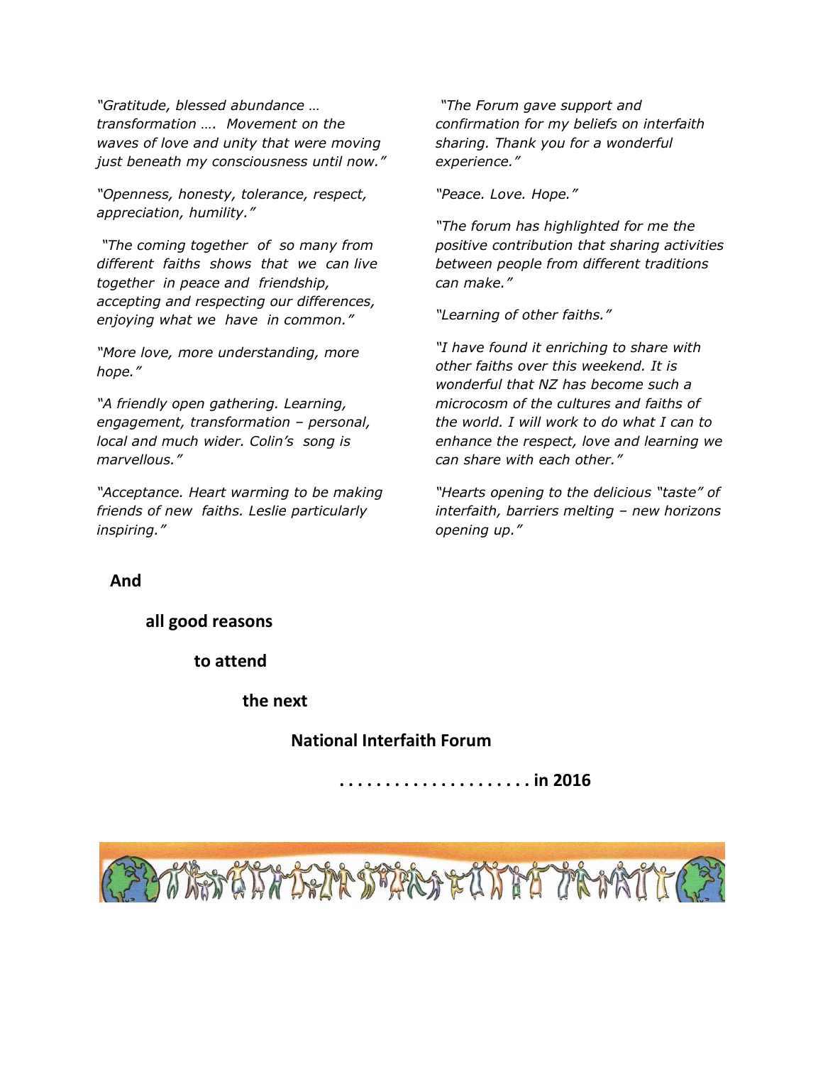*"Gratitude, blessed abundance … transformation …. Movement on the waves of love and unity that were moving just beneath my consciousness until now."*

*"Openness, honesty, tolerance, respect, appreciation, humility."*

*"The coming together of so many from different faiths shows that we can live together in peace and friendship, accepting and respecting our differences, enjoying what we have in common."*

*"More love, more understanding, more hope."*

*"A friendly open gathering. Learning, engagement, transformation – personal, local and much wider. Colin's song is marvellous."*

*"Acceptance. Heart warming to be making friends of new faiths. Leslie particularly inspiring."*

*"The Forum gave support and confirmation for my beliefs on interfaith sharing. Thank you for a wonderful experience."*

*"Peace. Love. Hope."*

*"The forum has highlighted for me the positive contribution that sharing activities between people from different traditions can make."*

*"Learning of other faiths."*

*"I have found it enriching to share with other faiths over this weekend. It is wonderful that NZ has become such a microcosm of the cultures and faiths of the world. I will work to do what I can to enhance the respect, love and learning we can share with each other."*

*"Hearts opening to the delicious "taste" of interfaith, barriers melting – new horizons opening up."*

**And**

**all good reasons**

**to attend**

**the next**

**National Interfaith Forum**

**. . . . . . . . . . . . . . . . . . . . in 2016**